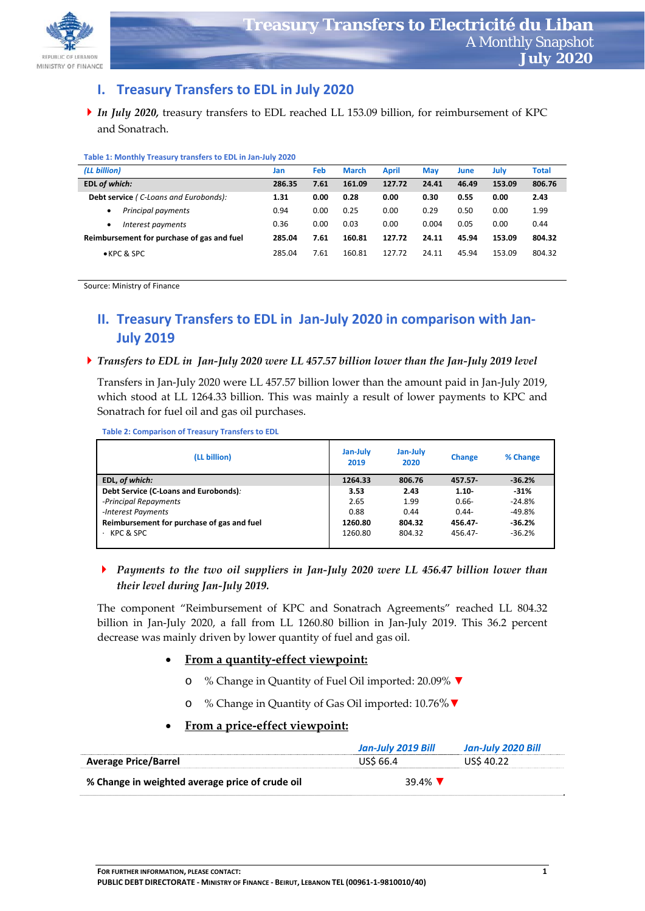# Treasury Transfers to Electricité du Liban

A Monthly Snapshot

**July 2020**

## I. Treasury Transfers to EDL in July 2020

- ***In July 2020,*** treasury transfers to EDL reached LL 153.09 billion, for reimbursement of KPC and Sonatrach.

**Table 1: Monthly Treasury transfers to EDL in Jan-July 2020**

| *(LL billion)* | Jan | Feb | March | April | May | June | July | Total |
|---|---|---|---|---|---|---|---|---|
| **EDL *of which:*** | **286.35** | **7.61** | **161.09** | **127.72** | **24.41** | **46.49** | **153.09** | **806.76** |
| **Debt service** ( *C-Loans and Eurobonds*): | **1.31** | **0.00** | **0.28** | **0.00** | **0.30** | **0.55** | **0.00** | **2.43** |
| • *Principal payments* | 0.94 | 0.00 | 0.25 | 0.00 | 0.29 | 0.50 | 0.00 | 1.99 |
| • *Interest payments* | 0.36 | 0.00 | 0.03 | 0.00 | 0.004 | 0.05 | 0.00 | 0.44 |
| **Reimbursement for purchase of gas and fuel** | **285.04** | **7.61** | **160.81** | **127.72** | **24.11** | **45.94** | **153.09** | **804.32** |
| • KPC & SPC | 285.04 | 7.61 | 160.81 | 127.72 | 24.11 | 45.94 | 153.09 | 804.32 |

Source: Ministry of Finance

## II. Treasury Transfers to EDL in Jan-July 2020 in comparison with Jan-July 2019

- ***Transfers to EDL in Jan-July 2020 were LL 457.57 billion lower than the Jan-July 2019 level***

Transfers in Jan-July 2020 were LL 457.57 billion lower than the amount paid in Jan-July 2019, which stood at LL 1264.33 billion. This was mainly a result of lower payments to KPC and Sonatrach for fuel oil and gas oil purchases.

**Table 2: Comparison of Treasury Transfers to EDL**

| (LL billion) | Jan-July 2019 | Jan-July 2020 | Change | % Change |
|---|---|---|---|---|
| **EDL, *of which:*** | **1264.33** | **806.76** | **457.57-** | **-36.2%** |
| **Debt Service (C-Loans and Eurobonds)***:* | **3.53** | **2.43** | **1.10-** | **-31%** |
| *-Principal Repayments* | 2.65 | 1.99 | 0.66- | -24.8% |
| *-Interest Payments* | 0.88 | 0.44 | 0.44- | -49.8% |
| **Reimbursement for purchase of gas and fuel** | **1260.80** | **804.32** | **456.47-** | **-36.2%** |
| · KPC & SPC | 1260.80 | 804.32 | 456.47- | -36.2% |

- ***Payments to the two oil suppliers in Jan-July 2020 were LL 456.47 billion lower than their level during Jan-July 2019.***

The component "Reimbursement of KPC and Sonatrach Agreements" reached LL 804.32 billion in Jan-July 2020, a fall from LL 1260.80 billion in Jan-July 2019. This 36.2 percent decrease was mainly driven by lower quantity of fuel and gas oil.

- **From a quantity-effect viewpoint:**
  - % Change in Quantity of Fuel Oil imported: 20.09% ▼
  - % Change in Quantity of Gas Oil imported: 10.76% ▼
- **From a price-effect viewpoint:**

| | *Jan-July 2019 Bill* | *Jan-July 2020 Bill* |
|---|---|---|
| **Average Price/Barrel** | US$ 66.4 | US$ 40.22 |
| **% Change in weighted average price of crude oil** | 39.4% ▼ | |

FOR FURTHER INFORMATION, PLEASE CONTACT:
PUBLIC DEBT DIRECTORATE - MINISTRY OF FINANCE - BEIRUT, LEBANON TEL (00961-1-9810010/40)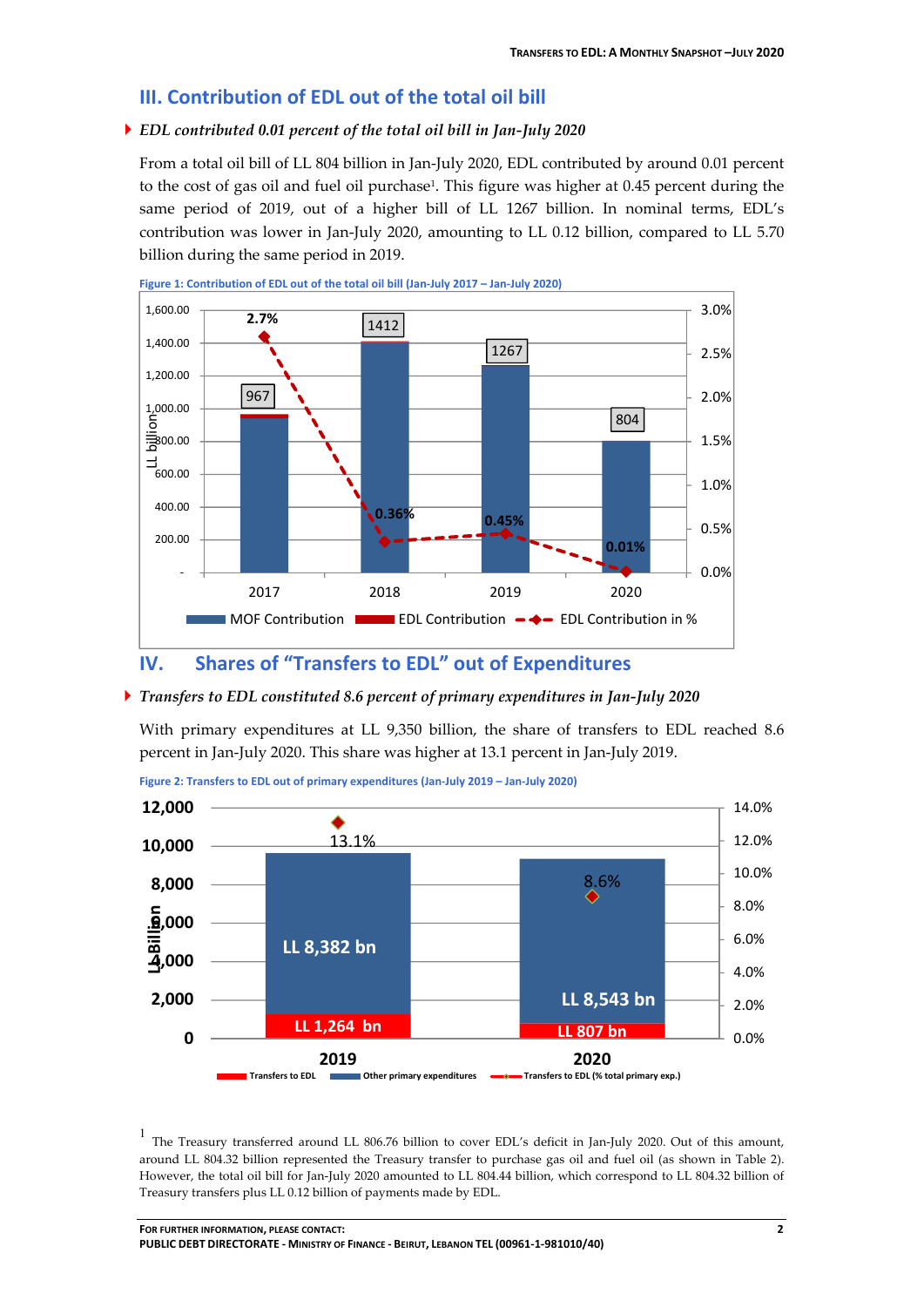## III. Contribution of EDL out of the total oil bill

- *EDL contributed 0.01 percent of the total oil bill in Jan-July 2020*

From a total oil bill of LL 804 billion in Jan-July 2020, EDL contributed by around 0.01 percent to the cost of gas oil and fuel oil purchase[1]. This figure was higher at 0.45 percent during the same period of 2019, out of a higher bill of LL 1267 billion. In nominal terms, EDL's contribution was lower in Jan-July 2020, amounting to LL 0.12 billion, compared to LL 5.70 billion during the same period in 2019.

Figure 1: Contribution of EDL out of the total oil bill (Jan-July 2017 – Jan-July 2020)

LL billion

1,600.00
1,400.00
1,200.00
1,000.00
800.00
600.00
400.00
200.00
-

3.0%
2.5%
2.0%
1.5%
1.0%
0.5%
0.0%

2.7%
967
1412
0.36%
1267
0.45%
804
0.01%

2017
2018
2019
2020

MOF Contribution
EDL Contribution
EDL Contribution in %

## IV. Shares of "Transfers to EDL" out of Expenditures

- *Transfers to EDL constituted 8.6 percent of primary expenditures in Jan-July 2020*

With primary expenditures at LL 9,350 billion, the share of transfers to EDL reached 8.6 percent in Jan-July 2020. This share was higher at 13.1 percent in Jan-July 2019.

Figure 2: Transfers to EDL out of primary expenditures (Jan-July 2019 – Jan-July 2020)

LL Billion

12,000
10,000
8,000
6,000
4,000
2,000
0

14.0%
12.0%
10.0%
8.0%
6.0%
4.0%
2.0%
0.0%

13.1%
LL 8,382 bn
LL 1,264 bn
8.6%
LL 8,543 bn
LL 807 bn

2019
2020

Transfers to EDL
Other primary expenditures
Transfers to EDL (% total primary exp.)

[1] The Treasury transferred around LL 806.76 billion to cover EDL's deficit in Jan-July 2020. Out of this amount, around LL 804.32 billion represented the Treasury transfer to purchase gas oil and fuel oil (as shown in Table 2). However, the total oil bill for Jan-July 2020 amounted to LL 804.44 billion, which correspond to LL 804.32 billion of Treasury transfers plus LL 0.12 billion of payments made by EDL.

For further information, please contact:
Public Debt Directorate - Ministry of Finance - Beirut, Lebanon Tel (00961-1-981010/40)